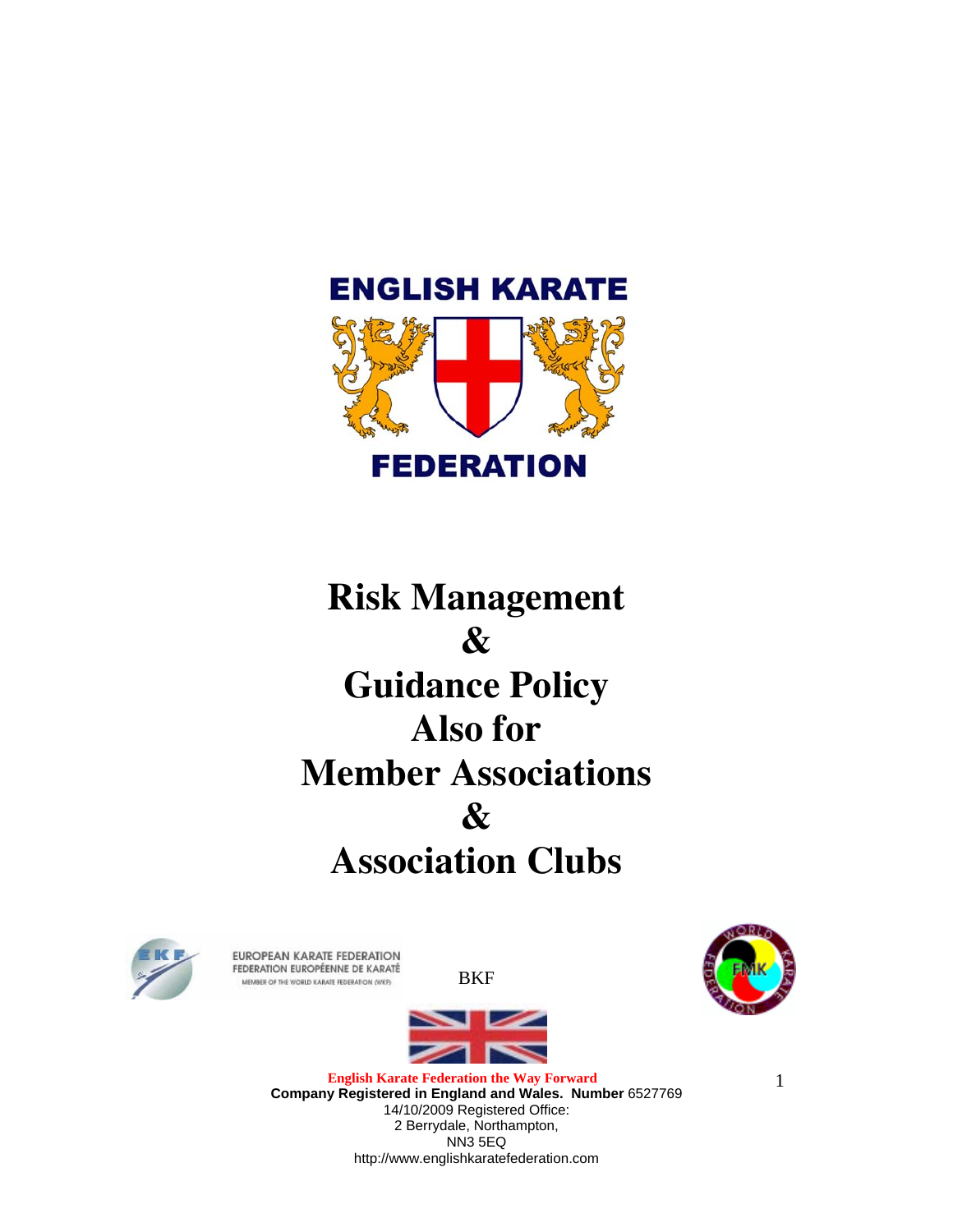ENGLISH KARATE

FEDERATION

# Risk Management
# &
# Guidance Policy
# Also for
# Member Associations
# &
# Association Clubs

EUROPEAN KARATE FEDERATION
FEDERATION EUROPÉENNE DE KARATÉ
MEMBER OF THE WORLD KARATE FEDERATION (WKF)

BKF

**English Karate Federation the Way Forward**
**Company Registered in England and Wales. Number** 6527769
14/10/2009 Registered Office:
2 Berrydale, Northampton,
NN3 5EQ
http://www.englishkaratefederation.com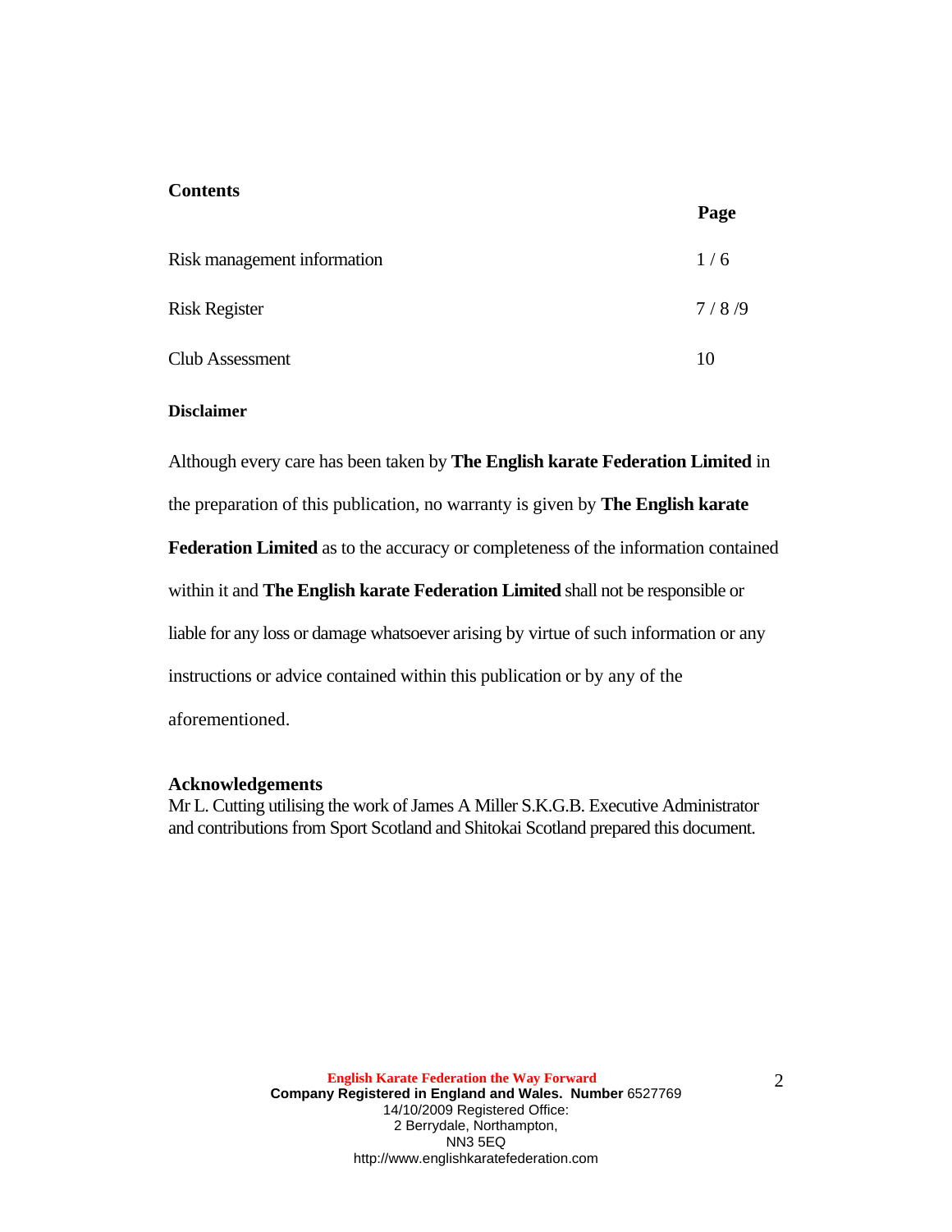## Contents

| | Page |
|---|---|
| Risk management information | 1 / 6 |
| Risk Register | 7 / 8 /9 |
| Club Assessment | 10 |

### Disclaimer

Although every care has been taken by **The English karate Federation Limited** in the preparation of this publication, no warranty is given by **The English karate Federation Limited** as to the accuracy or completeness of the information contained within it and **The English karate Federation Limited** shall not be responsible or liable for any loss or damage whatsoever arising by virtue of such information or any instructions or advice contained within this publication or by any of the aforementioned.

### Acknowledgements

Mr L. Cutting utilising the work of James A Miller S.K.G.B. Executive Administrator and contributions from Sport Scotland and Shitokai Scotland prepared this document.

**English Karate Federation the Way Forward**
**Company Registered in England and Wales. Number** 6527769
14/10/2009 Registered Office:
2 Berrydale, Northampton,
NN3 5EQ
http://www.englishkaratefederation.com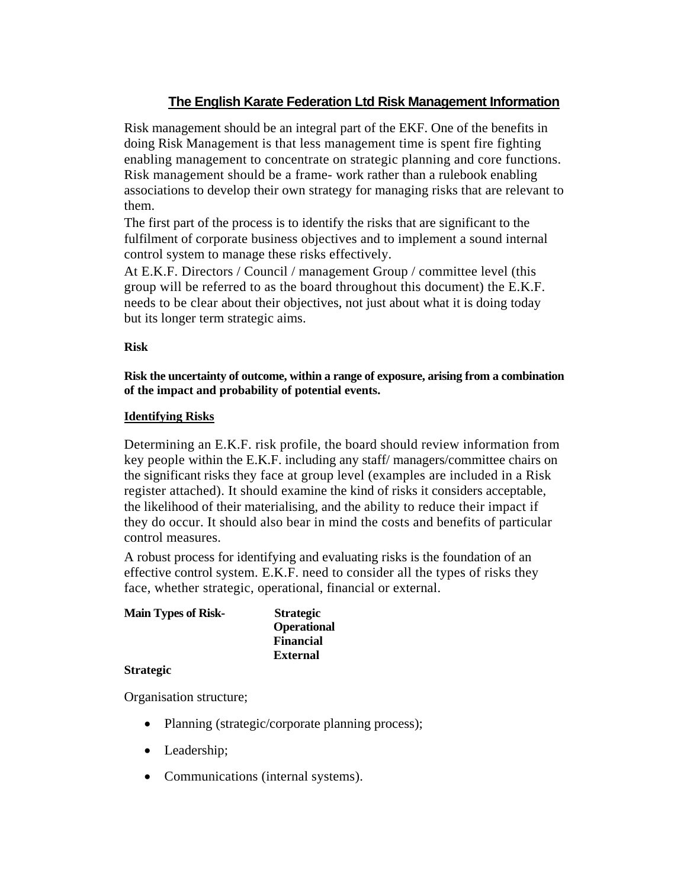# The English Karate Federation Ltd Risk Management Information

Risk management should be an integral part of the EKF. One of the benefits in doing Risk Management is that less management time is spent fire fighting enabling management to concentrate on strategic planning and core functions. Risk management should be a frame- work rather than a rulebook enabling associations to develop their own strategy for managing risks that are relevant to them.

The first part of the process is to identify the risks that are significant to the fulfilment of corporate business objectives and to implement a sound internal control system to manage these risks effectively.

At E.K.F. Directors / Council / management Group / committee level (this group will be referred to as the board throughout this document) the E.K.F. needs to be clear about their objectives, not just about what it is doing today but its longer term strategic aims.

**Risk**

**Risk the uncertainty of outcome, within a range of exposure, arising from a combination of the impact and probability of potential events.**

## Identifying Risks

Determining an E.K.F. risk profile, the board should review information from key people within the E.K.F. including any staff/ managers/committee chairs on the significant risks they face at group level (examples are included in a Risk register attached). It should examine the kind of risks it considers acceptable, the likelihood of their materialising, and the ability to reduce their impact if they do occur. It should also bear in mind the costs and benefits of particular control measures.

A robust process for identifying and evaluating risks is the foundation of an effective control system. E.K.F. need to consider all the types of risks they face, whether strategic, operational, financial or external.

**Main Types of Risk-**
- **Strategic**
- **Operational**
- **Financial**
- **External**

**Strategic**

Organisation structure;

- Planning (strategic/corporate planning process);
- Leadership;
- Communications (internal systems).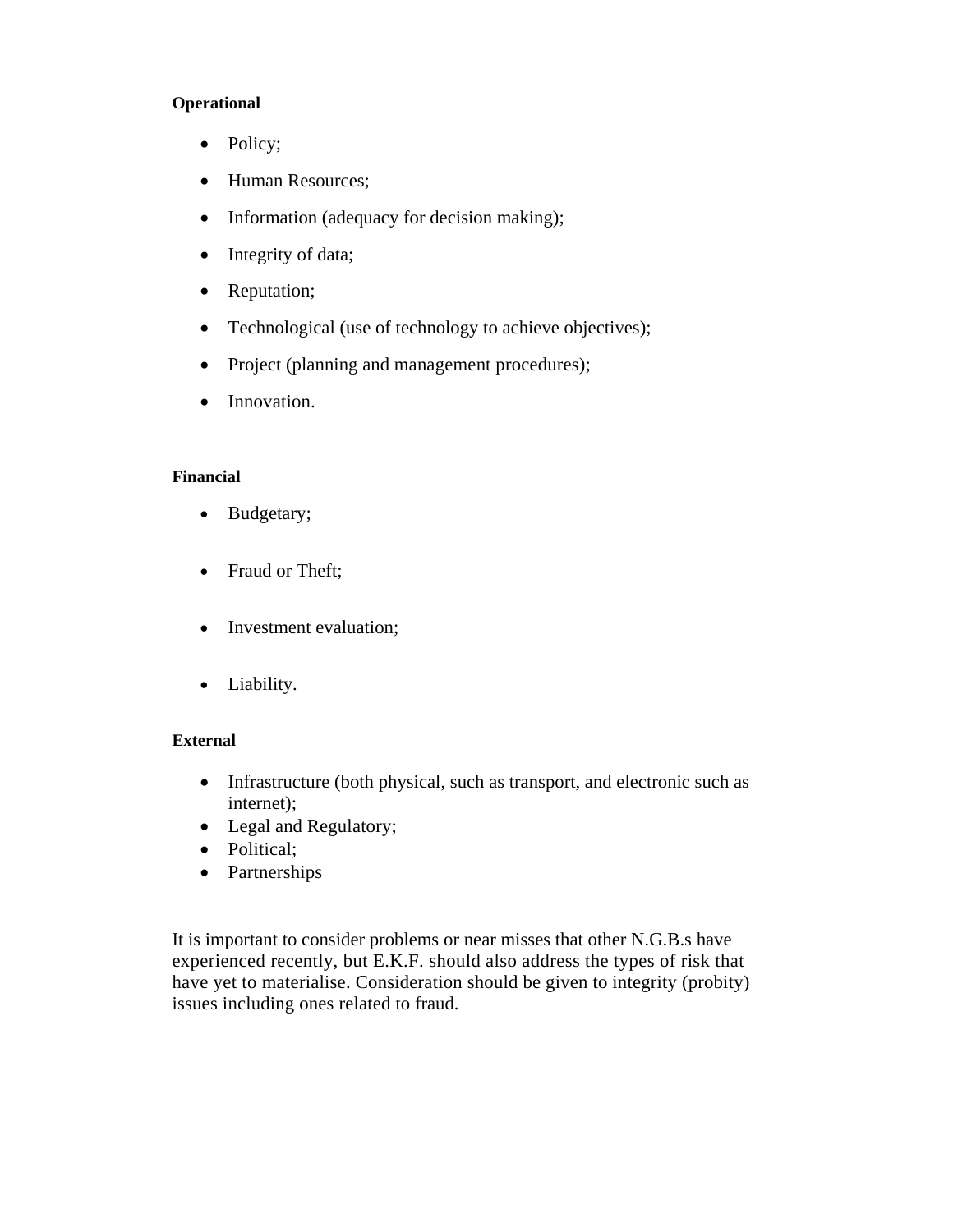**Operational**

- Policy;
- Human Resources;
- Information (adequacy for decision making);
- Integrity of data;
- Reputation;
- Technological (use of technology to achieve objectives);
- Project (planning and management procedures);
- Innovation.

**Financial**

- Budgetary;
- Fraud or Theft;
- Investment evaluation;
- Liability.

**External**

- Infrastructure (both physical, such as transport, and electronic such as internet);
- Legal and Regulatory;
- Political;
- Partnerships

It is important to consider problems or near misses that other N.G.B.s have experienced recently, but E.K.F. should also address the types of risk that have yet to materialise. Consideration should be given to integrity (probity) issues including ones related to fraud.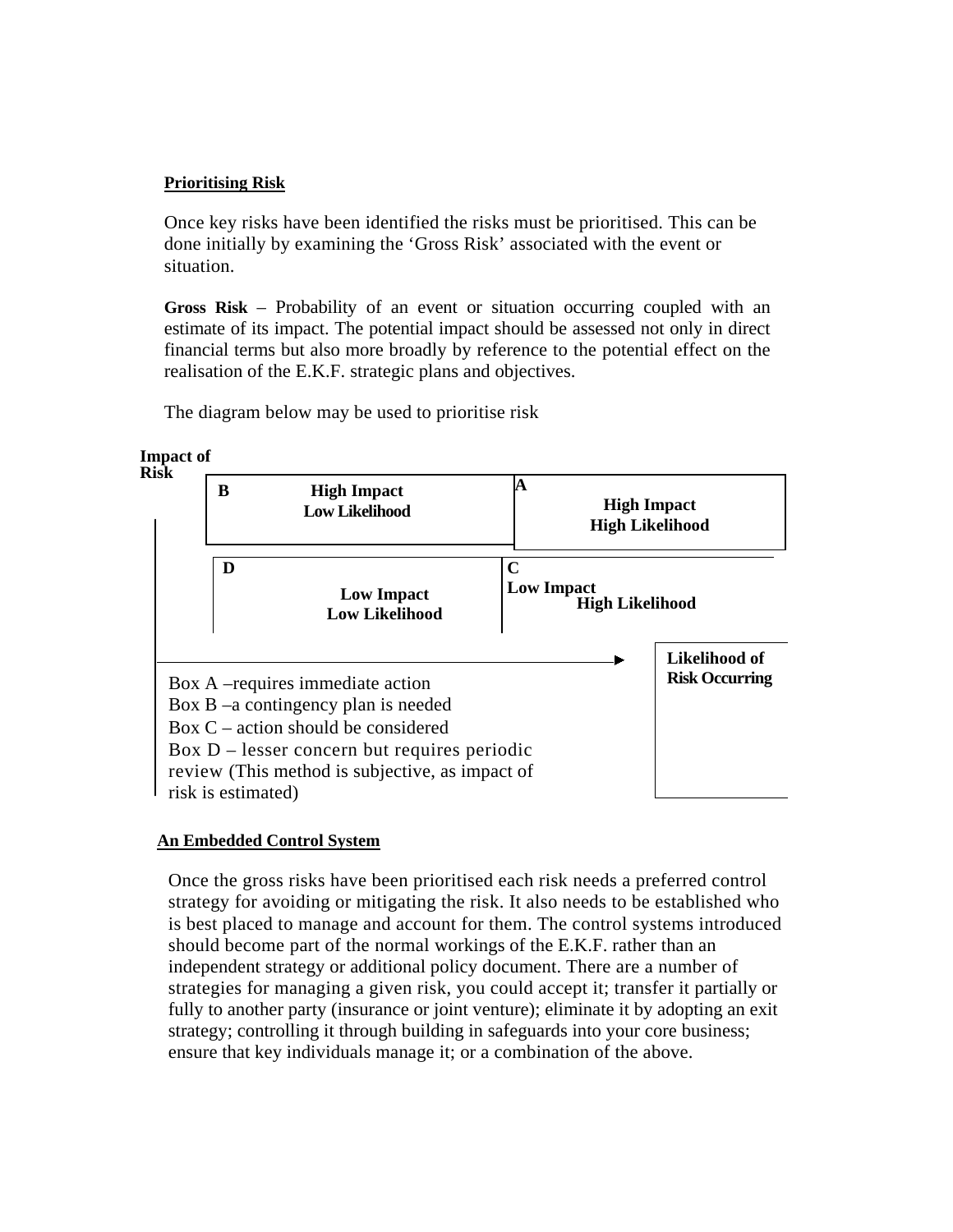**Prioritising Risk**

Once key risks have been identified the risks must be prioritised. This can be done initially by examining the 'Gross Risk' associated with the event or situation.

**Gross Risk** – Probability of an event or situation occurring coupled with an estimate of its impact. The potential impact should be assessed not only in direct financial terms but also more broadly by reference to the potential effect on the realisation of the E.K.F. strategic plans and objectives.

The diagram below may be used to prioritise risk

**Impact of Risk**

| | |
|---|---|
| **B** **High Impact Low Likelihood** | **A** **High Impact High Likelihood** |
| **D** **Low Impact Low Likelihood** | **C** **Low Impact High Likelihood** |

**Likelihood of Risk Occurring**

Box A –requires immediate action
Box B –a contingency plan is needed
Box C – action should be considered
Box D – lesser concern but requires periodic review (This method is subjective, as impact of risk is estimated)

**An Embedded Control System**

Once the gross risks have been prioritised each risk needs a preferred control strategy for avoiding or mitigating the risk. It also needs to be established who is best placed to manage and account for them. The control systems introduced should become part of the normal workings of the E.K.F. rather than an independent strategy or additional policy document. There are a number of strategies for managing a given risk, you could accept it; transfer it partially or fully to another party (insurance or joint venture); eliminate it by adopting an exit strategy; controlling it through building in safeguards into your core business; ensure that key individuals manage it; or a combination of the above.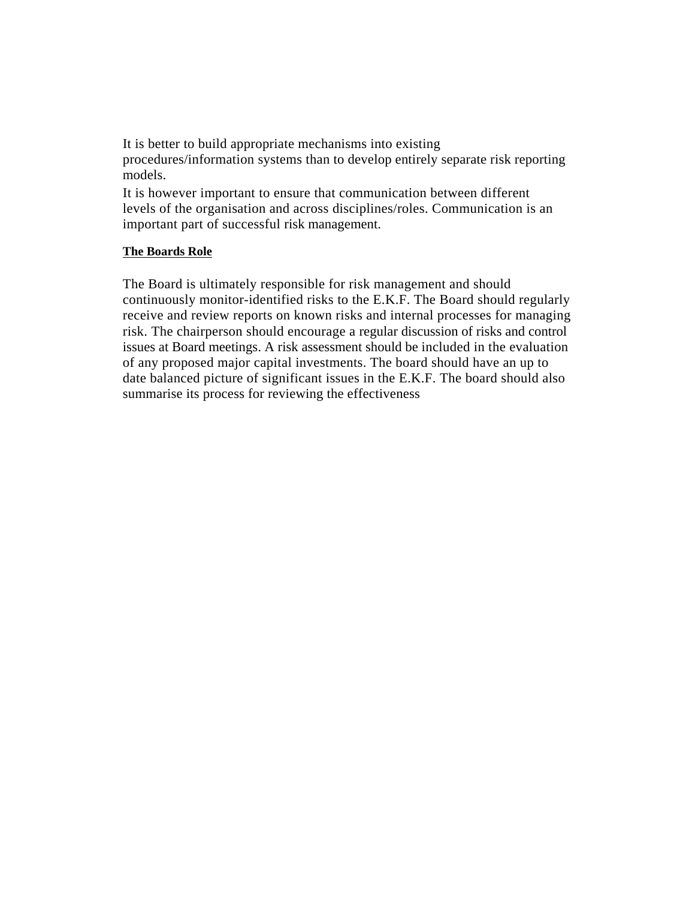It is better to build appropriate mechanisms into existing procedures/information systems than to develop entirely separate risk reporting models.

It is however important to ensure that communication between different levels of the organisation and across disciplines/roles. Communication is an important part of successful risk management.

**The Boards Role**

The Board is ultimately responsible for risk management and should continuously monitor-identified risks to the E.K.F. The Board should regularly receive and review reports on known risks and internal processes for managing risk. The chairperson should encourage a regular discussion of risks and control issues at Board meetings. A risk assessment should be included in the evaluation of any proposed major capital investments. The board should have an up to date balanced picture of significant issues in the E.K.F. The board should also summarise its process for reviewing the effectiveness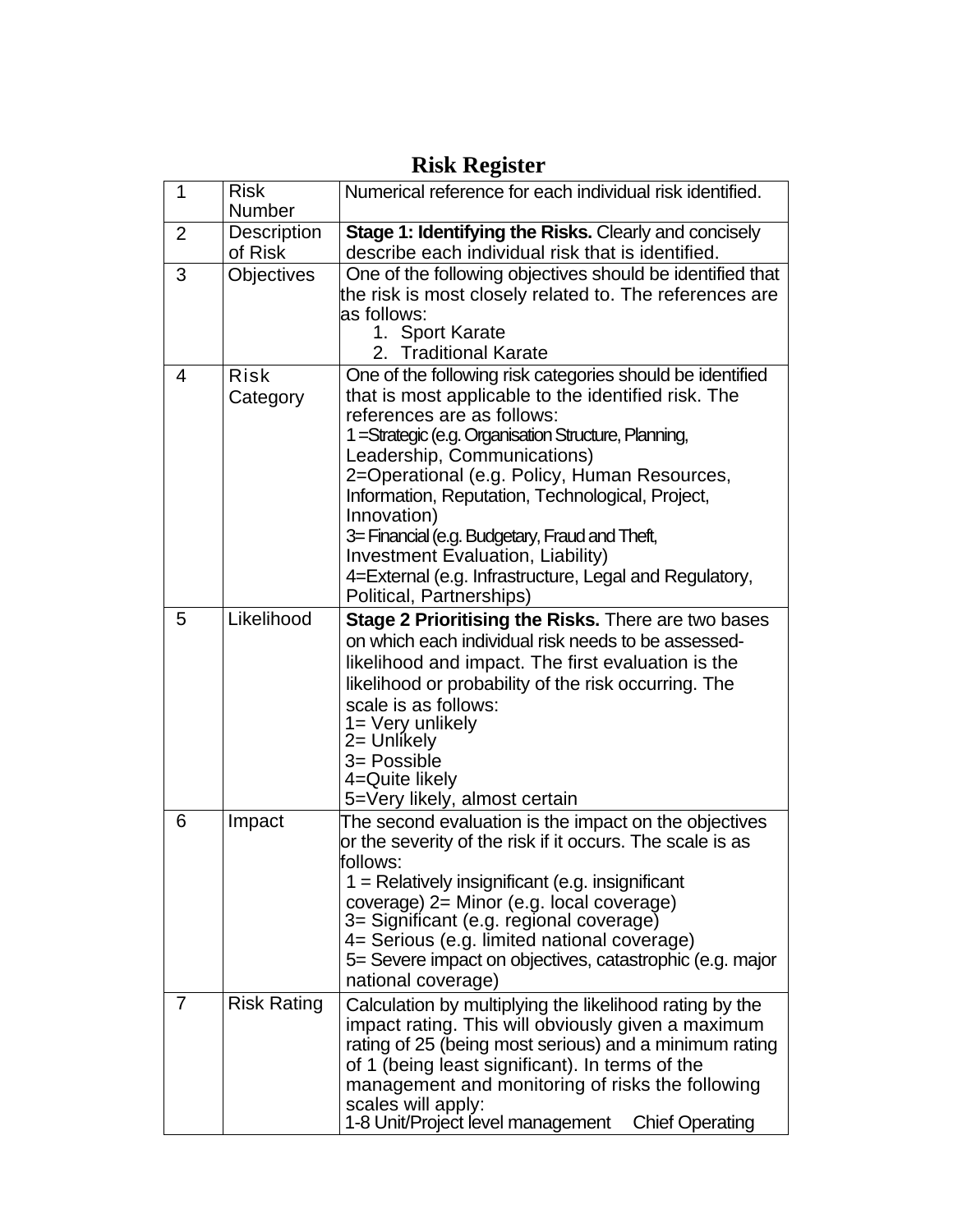# Risk Register

| | | |
|---|---|---|
| 1 | Risk Number | Numerical reference for each individual risk identified. |
| 2 | Description of Risk | **Stage 1: Identifying the Risks.** Clearly and concisely describe each individual risk that is identified. |
| 3 | Objectives | One of the following objectives should be identified that the risk is most closely related to. The references are as follows:<br>1. Sport Karate<br>2. Traditional Karate |
| 4 | Risk Category | One of the following risk categories should be identified that is most applicable to the identified risk. The references are as follows:<br>1 =Strategic (e.g. Organisation Structure, Planning, Leadership, Communications)<br>2=Operational (e.g. Policy, Human Resources, Information, Reputation, Technological, Project, Innovation)<br>3= Financial (e.g. Budgetary, Fraud and Theft, Investment Evaluation, Liability)<br>4=External (e.g. Infrastructure, Legal and Regulatory, Political, Partnerships) |
| 5 | Likelihood | **Stage 2 Prioritising the Risks.** There are two bases on which each individual risk needs to be assessed-likelihood and impact. The first evaluation is the likelihood or probability of the risk occurring. The scale is as follows:<br>1= Very unlikely<br>2= Unlikely<br>3= Possible<br>4=Quite likely<br>5=Very likely, almost certain |
| 6 | Impact | The second evaluation is the impact on the objectives or the severity of the risk if it occurs. The scale is as follows:<br>1 = Relatively insignificant (e.g. insignificant coverage) 2= Minor (e.g. local coverage)<br>3= Significant (e.g. regional coverage)<br>4= Serious (e.g. limited national coverage)<br>5= Severe impact on objectives, catastrophic (e.g. major national coverage) |
| 7 | Risk Rating | Calculation by multiplying the likelihood rating by the impact rating. This will obviously given a maximum rating of 25 (being most serious) and a minimum rating of 1 (being least significant). In terms of the management and monitoring of risks the following scales will apply:<br>1-8 Unit/Project level management Chief Operating |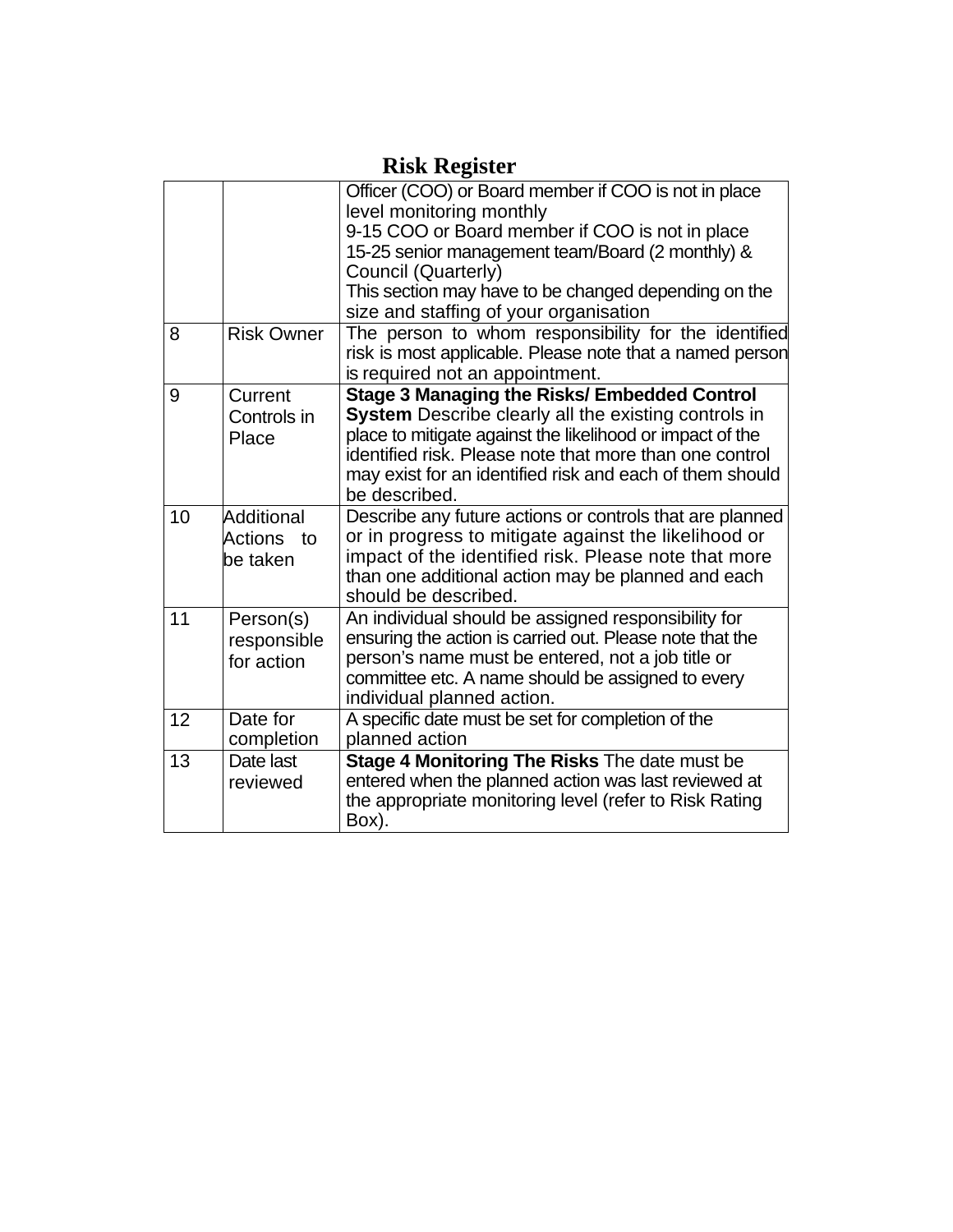# Risk Register

| | | |
|---|---|---|
| | | Officer (COO) or Board member if COO is not in place level monitoring monthly<br>9-15 COO or Board member if COO is not in place<br>15-25 senior management team/Board (2 monthly) & Council (Quarterly)<br>This section may have to be changed depending on the size and staffing of your organisation |
| 8 | Risk Owner | The person to whom responsibility for the identified risk is most applicable. Please note that a named person is required not an appointment. |
| 9 | Current Controls in Place | **Stage 3 Managing the Risks/ Embedded Control System** Describe clearly all the existing controls in place to mitigate against the likelihood or impact of the identified risk. Please note that more than one control may exist for an identified risk and each of them should be described. |
| 10 | Additional Actions to be taken | Describe any future actions or controls that are planned or in progress to mitigate against the likelihood or impact of the identified risk. Please note that more than one additional action may be planned and each should be described. |
| 11 | Person(s) responsible for action | An individual should be assigned responsibility for ensuring the action is carried out. Please note that the person's name must be entered, not a job title or committee etc. A name should be assigned to every individual planned action. |
| 12 | Date for completion | A specific date must be set for completion of the planned action |
| 13 | Date last reviewed | **Stage 4 Monitoring The Risks** The date must be entered when the planned action was last reviewed at the appropriate monitoring level (refer to Risk Rating Box). |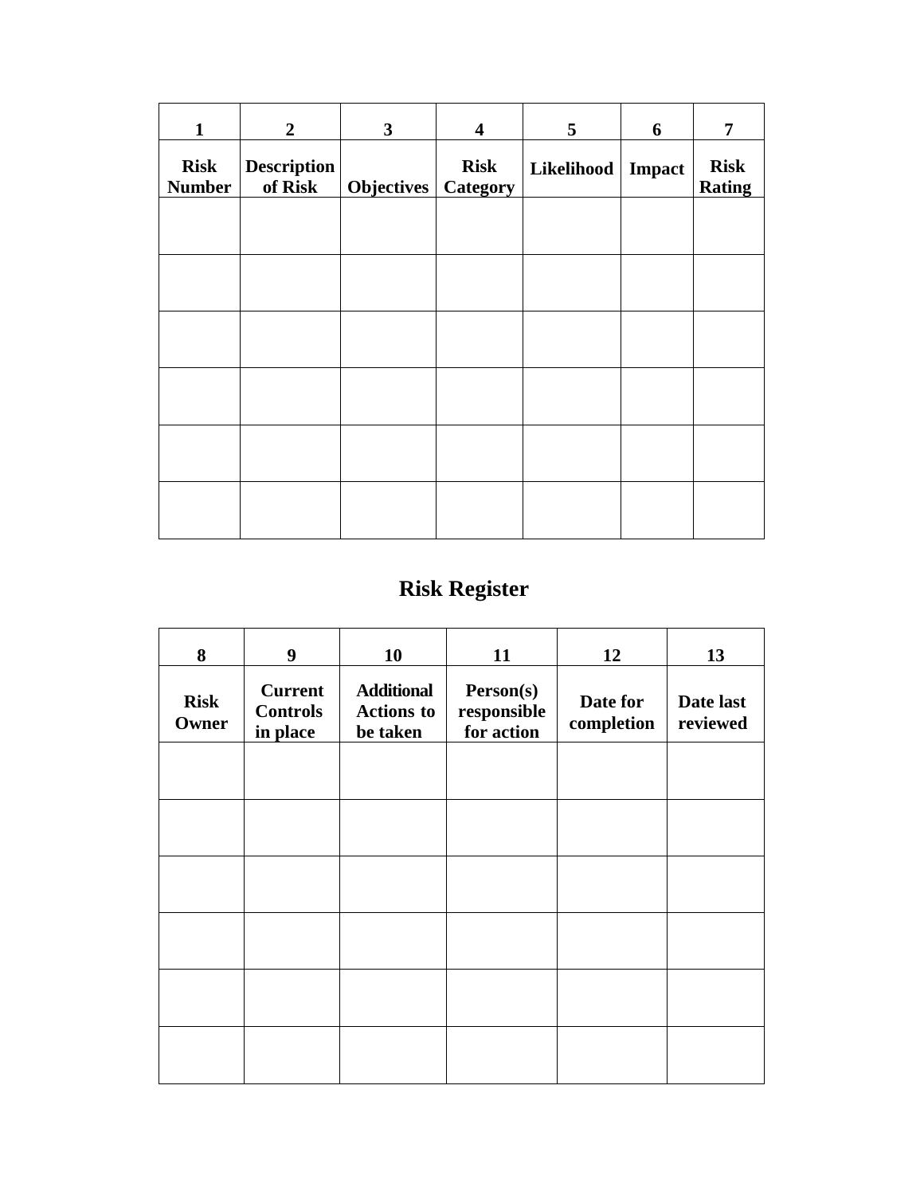| 1 | 2 | 3 | 4 | 5 | 6 | 7 |
|---|---|---|---|---|---|---|
| **Risk Number** | **Description of Risk** | **Objectives** | **Risk Category** | **Likelihood** | **Impact** | **Risk Rating** |
| | | | | | | |
| | | | | | | |
| | | | | | | |
| | | | | | | |
| | | | | | | |
| | | | | | | |

## Risk Register

| 8 | 9 | 10 | 11 | 12 | 13 |
|---|---|---|---|---|---|
| **Risk Owner** | **Current Controls in place** | **Additional Actions to be taken** | **Person(s) responsible for action** | **Date for completion** | **Date last reviewed** |
| | | | | | |
| | | | | | |
| | | | | | |
| | | | | | |
| | | | | | |
| | | | | | |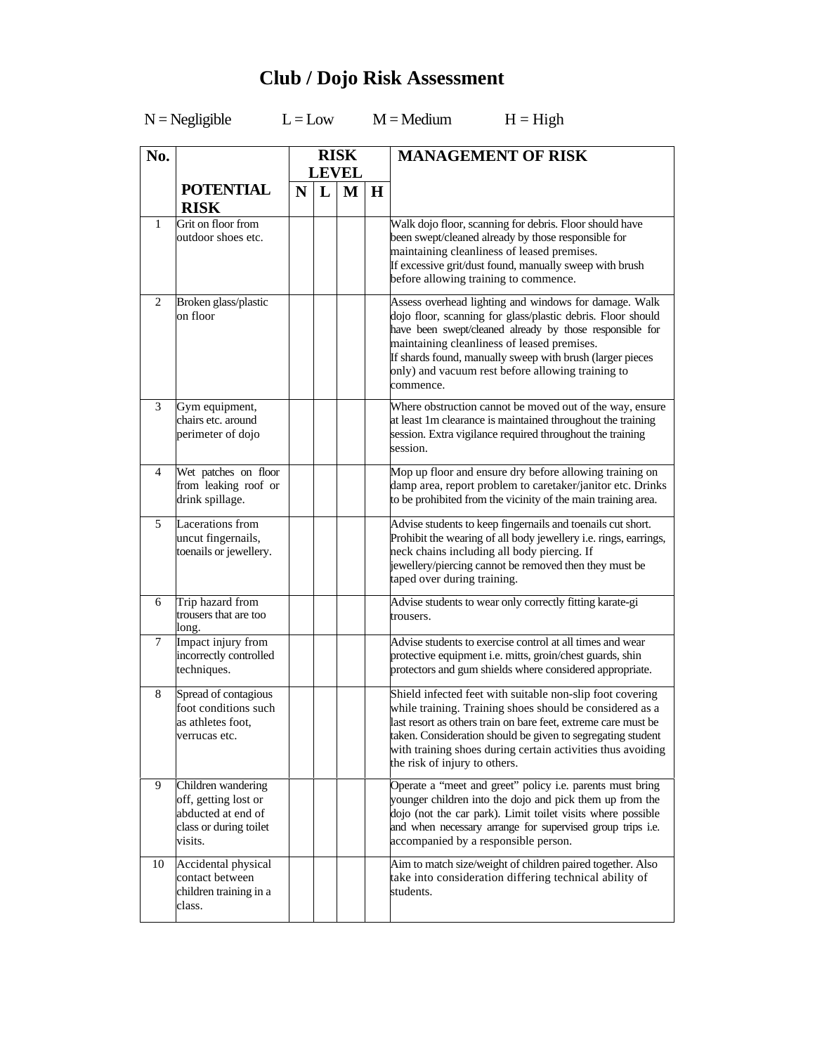# Club / Dojo Risk Assessment

N = Negligible L = Low M = Medium H = High

| No. | POTENTIAL RISK | RISK LEVEL | | | | MANAGEMENT OF RISK |
|---|---|---|---|---|---|---|
| | | N | L | M | H | |
| 1 | Grit on floor from outdoor shoes etc. | | | | | Walk dojo floor, scanning for debris. Floor should have been swept/cleaned already by those responsible for maintaining cleanliness of leased premises.<br>If excessive grit/dust found, manually sweep with brush before allowing training to commence. |
| 2 | Broken glass/plastic on floor | | | | | Assess overhead lighting and windows for damage. Walk dojo floor, scanning for glass/plastic debris. Floor should have been swept/cleaned already by those responsible for maintaining cleanliness of leased premises.<br>If shards found, manually sweep with brush (larger pieces only) and vacuum rest before allowing training to commence. |
| 3 | Gym equipment, chairs etc. around perimeter of dojo | | | | | Where obstruction cannot be moved out of the way, ensure at least 1m clearance is maintained throughout the training session. Extra vigilance required throughout the training session. |
| 4 | Wet patches on floor from leaking roof or drink spillage. | | | | | Mop up floor and ensure dry before allowing training on damp area, report problem to caretaker/janitor etc. Drinks to be prohibited from the vicinity of the main training area. |
| 5 | Lacerations from uncut fingernails, toenails or jewellery. | | | | | Advise students to keep fingernails and toenails cut short. Prohibit the wearing of all body jewellery i.e. rings, earrings, neck chains including all body piercing. If jewellery/piercing cannot be removed then they must be taped over during training. |
| 6 | Trip hazard from trousers that are too long. | | | | | Advise students to wear only correctly fitting karate-gi trousers. |
| 7 | Impact injury from incorrectly controlled techniques. | | | | | Advise students to exercise control at all times and wear protective equipment i.e. mitts, groin/chest guards, shin protectors and gum shields where considered appropriate. |
| 8 | Spread of contagious foot conditions such as athletes foot, verrucas etc. | | | | | Shield infected feet with suitable non-slip foot covering while training. Training shoes should be considered as a last resort as others train on bare feet, extreme care must be taken. Consideration should be given to segregating student with training shoes during certain activities thus avoiding the risk of injury to others. |
| 9 | Children wandering off, getting lost or abducted at end of class or during toilet visits. | | | | | Operate a "meet and greet" policy i.e. parents must bring younger children into the dojo and pick them up from the dojo (not the car park). Limit toilet visits where possible and when necessary arrange for supervised group trips i.e. accompanied by a responsible person. |
| 10 | Accidental physical contact between children training in a class. | | | | | Aim to match size/weight of children paired together. Also take into consideration differing technical ability of students. |